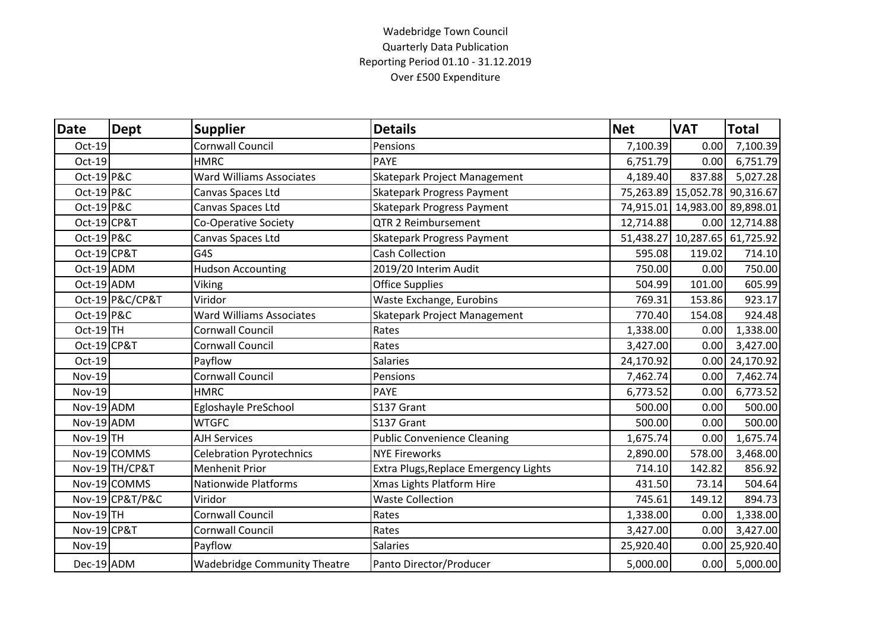Wadebridge Town Council

Quarterly Data Publication

Reporting Period 01.10 - 31.12.2019

Over £500 Expenditure

| Date | Dept | Supplier | Details | Net | VAT | Total |
|---|---|---|---|---|---|---|
| Oct-19 | | Cornwall Council | Pensions | 7,100.39 | 0.00 | 7,100.39 |
| Oct-19 | | HMRC | PAYE | 6,751.79 | 0.00 | 6,751.79 |
| Oct-19 | P&C | Ward Williams Associates | Skatepark Project Management | 4,189.40 | 837.88 | 5,027.28 |
| Oct-19 | P&C | Canvas Spaces Ltd | Skatepark Progress Payment | 75,263.89 | 15,052.78 | 90,316.67 |
| Oct-19 | P&C | Canvas Spaces Ltd | Skatepark Progress Payment | 74,915.01 | 14,983.00 | 89,898.01 |
| Oct-19 | CP&T | Co-Operative Society | QTR 2 Reimbursement | 12,714.88 | 0.00 | 12,714.88 |
| Oct-19 | P&C | Canvas Spaces Ltd | Skatepark Progress Payment | 51,438.27 | 10,287.65 | 61,725.92 |
| Oct-19 | CP&T | G4S | Cash Collection | 595.08 | 119.02 | 714.10 |
| Oct-19 | ADM | Hudson Accounting | 2019/20 Interim Audit | 750.00 | 0.00 | 750.00 |
| Oct-19 | ADM | Viking | Office Supplies | 504.99 | 101.00 | 605.99 |
| Oct-19 | P&C/CP&T | Viridor | Waste Exchange, Eurobins | 769.31 | 153.86 | 923.17 |
| Oct-19 | P&C | Ward Williams Associates | Skatepark Project Management | 770.40 | 154.08 | 924.48 |
| Oct-19 | TH | Cornwall Council | Rates | 1,338.00 | 0.00 | 1,338.00 |
| Oct-19 | CP&T | Cornwall Council | Rates | 3,427.00 | 0.00 | 3,427.00 |
| Oct-19 | | Payflow | Salaries | 24,170.92 | 0.00 | 24,170.92 |
| Nov-19 | | Cornwall Council | Pensions | 7,462.74 | 0.00 | 7,462.74 |
| Nov-19 | | HMRC | PAYE | 6,773.52 | 0.00 | 6,773.52 |
| Nov-19 | ADM | Egloshayle PreSchool | S137 Grant | 500.00 | 0.00 | 500.00 |
| Nov-19 | ADM | WTGFC | S137 Grant | 500.00 | 0.00 | 500.00 |
| Nov-19 | TH | AJH Services | Public Convenience Cleaning | 1,675.74 | 0.00 | 1,675.74 |
| Nov-19 | COMMS | Celebration Pyrotechnics | NYE Fireworks | 2,890.00 | 578.00 | 3,468.00 |
| Nov-19 | TH/CP&T | Menhenit Prior | Extra Plugs,Replace Emergency Lights | 714.10 | 142.82 | 856.92 |
| Nov-19 | COMMS | Nationwide Platforms | Xmas Lights Platform Hire | 431.50 | 73.14 | 504.64 |
| Nov-19 | CP&T/P&C | Viridor | Waste Collection | 745.61 | 149.12 | 894.73 |
| Nov-19 | TH | Cornwall Council | Rates | 1,338.00 | 0.00 | 1,338.00 |
| Nov-19 | CP&T | Cornwall Council | Rates | 3,427.00 | 0.00 | 3,427.00 |
| Nov-19 | | Payflow | Salaries | 25,920.40 | 0.00 | 25,920.40 |
| Dec-19 | ADM | Wadebridge Community Theatre | Panto Director/Producer | 5,000.00 | 0.00 | 5,000.00 |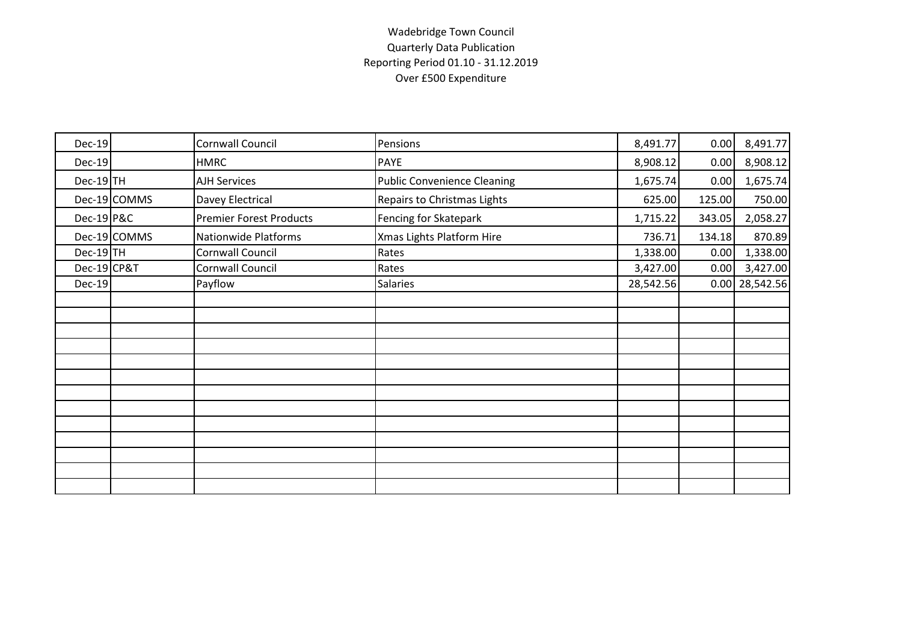Wadebridge Town Council
Quarterly Data Publication
Reporting Period 01.10 - 31.12.2019
Over £500 Expenditure

| | | | | | | |
|---|---|---|---|---|---|---|
| Dec-19 | | Cornwall Council | Pensions | 8,491.77 | 0.00 | 8,491.77 |
| Dec-19 | | HMRC | PAYE | 8,908.12 | 0.00 | 8,908.12 |
| Dec-19 | TH | AJH Services | Public Convenience Cleaning | 1,675.74 | 0.00 | 1,675.74 |
| Dec-19 | COMMS | Davey Electrical | Repairs to Christmas Lights | 625.00 | 125.00 | 750.00 |
| Dec-19 | P&C | Premier Forest Products | Fencing for Skatepark | 1,715.22 | 343.05 | 2,058.27 |
| Dec-19 | COMMS | Nationwide Platforms | Xmas Lights Platform Hire | 736.71 | 134.18 | 870.89 |
| Dec-19 | TH | Cornwall Council | Rates | 1,338.00 | 0.00 | 1,338.00 |
| Dec-19 | CP&T | Cornwall Council | Rates | 3,427.00 | 0.00 | 3,427.00 |
| Dec-19 | | Payflow | Salaries | 28,542.56 | 0.00 | 28,542.56 |